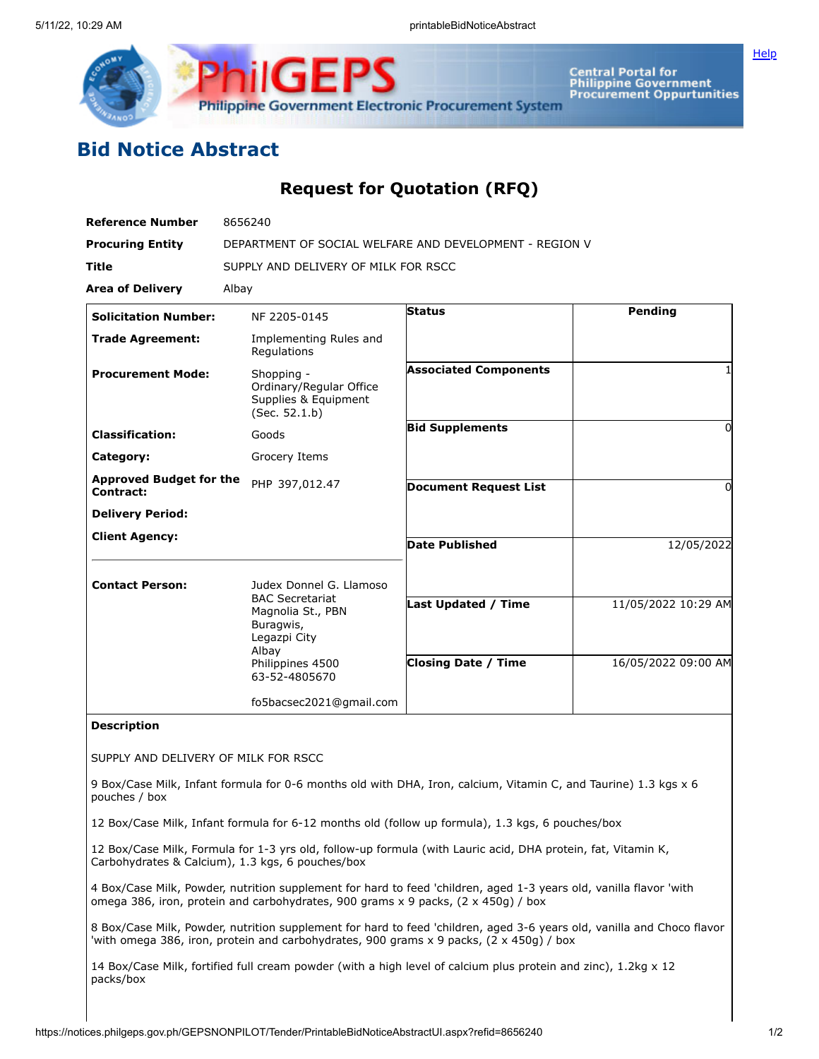# Bid Notice Abstract

## Request for Quotation (RFQ)

| | |
|---|---|
| **Reference Number** | 8656240 |
| **Procuring Entity** | DEPARTMENT OF SOCIAL WELFARE AND DEVELOPMENT - REGION V |
| **Title** | SUPPLY AND DELIVERY OF MILK FOR RSCC |
| **Area of Delivery** | Albay |

| | | | |
|---|---|---|---|
| **Solicitation Number:** | NF 2205-0145 | **Status** | Pending |
| **Trade Agreement:** | Implementing Rules and Regulations | | |
| **Procurement Mode:** | Shopping - Ordinary/Regular Office Supplies & Equipment (Sec. 52.1.b) | **Associated Components** | 1 |
| **Classification:** | Goods | **Bid Supplements** | 0 |
| **Category:** | Grocery Items | | |
| **Approved Budget for the Contract:** | PHP 397,012.47 | **Document Request List** | 0 |
| **Delivery Period:** | | | |
| **Client Agency:** | | **Date Published** | 12/05/2022 |
| **Contact Person:** | Judex Donnel G. Llamoso<br>BAC Secretariat<br>Magnolia St., PBN<br>Buragwis,<br>Legazpi City<br>Albay<br>Philippines 4500<br>63-52-4805670<br><br>fo5bacsec2021@gmail.com | **Last Updated / Time** | 11/05/2022 10:29 AM |
| | | **Closing Date / Time** | 16/05/2022 09:00 AM |

**Description**

SUPPLY AND DELIVERY OF MILK FOR RSCC

9 Box/Case Milk, Infant formula for 0-6 months old with DHA, Iron, calcium, Vitamin C, and Taurine) 1.3 kgs x 6 pouches / box

12 Box/Case Milk, Infant formula for 6-12 months old (follow up formula), 1.3 kgs, 6 pouches/box

12 Box/Case Milk, Formula for 1-3 yrs old, follow-up formula (with Lauric acid, DHA protein, fat, Vitamin K, Carbohydrates & Calcium), 1.3 kgs, 6 pouches/box

4 Box/Case Milk, Powder, nutrition supplement for hard to feed 'children, aged 1-3 years old, vanilla flavor 'with omega 386, iron, protein and carbohydrates, 900 grams x 9 packs, (2 x 450g) / box

8 Box/Case Milk, Powder, nutrition supplement for hard to feed 'children, aged 3-6 years old, vanilla and Choco flavor 'with omega 386, iron, protein and carbohydrates, 900 grams x 9 packs, (2 x 450g) / box

14 Box/Case Milk, fortified full cream powder (with a high level of calcium plus protein and zinc), 1.2kg x 12 packs/box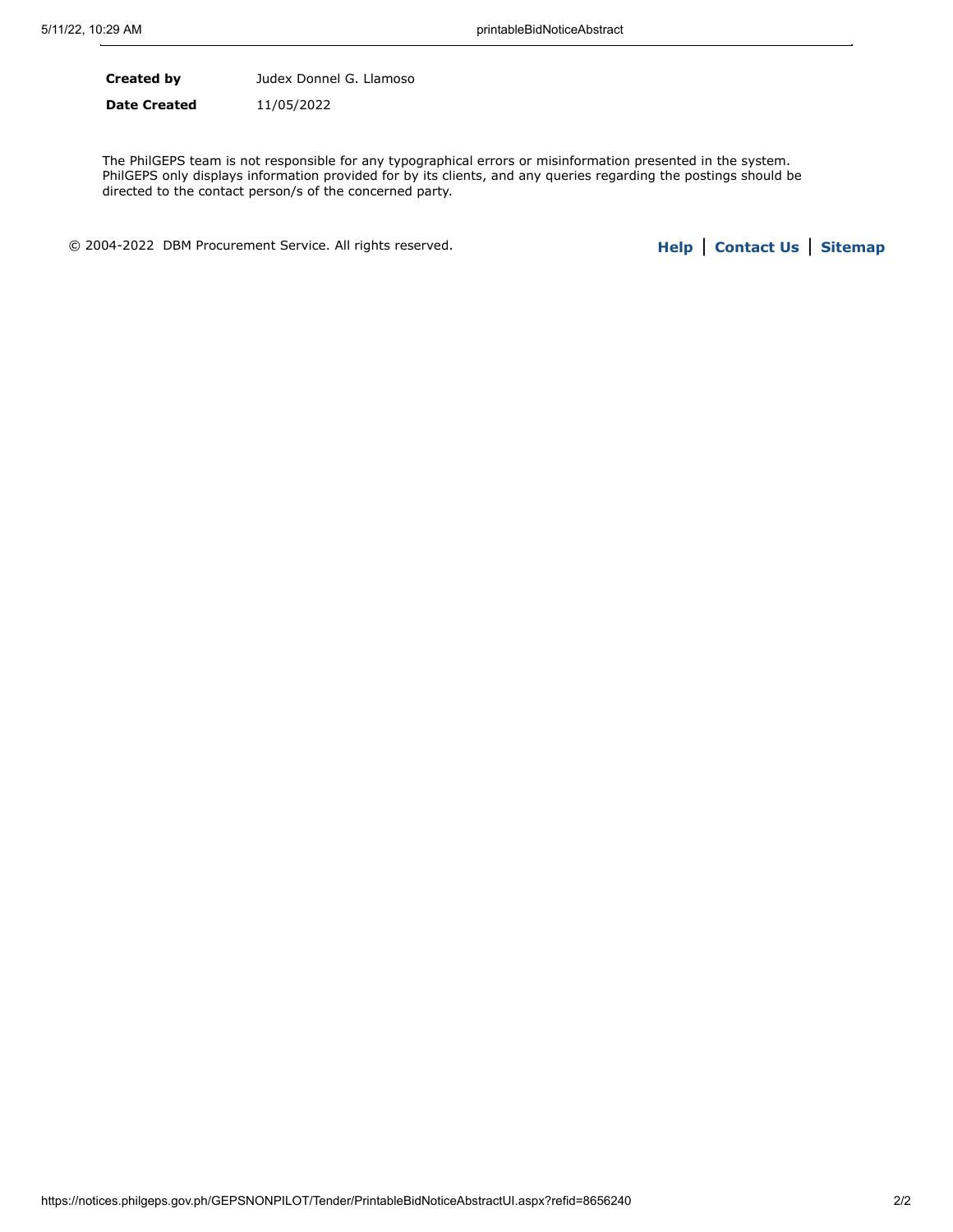| | |
|---|---|
| **Created by** | Judex Donnel G. Llamoso |
| **Date Created** | 11/05/2022 |

The PhilGEPS team is not responsible for any typographical errors or misinformation presented in the system. PhilGEPS only displays information provided for by its clients, and any queries regarding the postings should be directed to the contact person/s of the concerned party.

© 2004-2022 DBM Procurement Service. All rights reserved.

**Help** | **Contact Us** | **Sitemap**